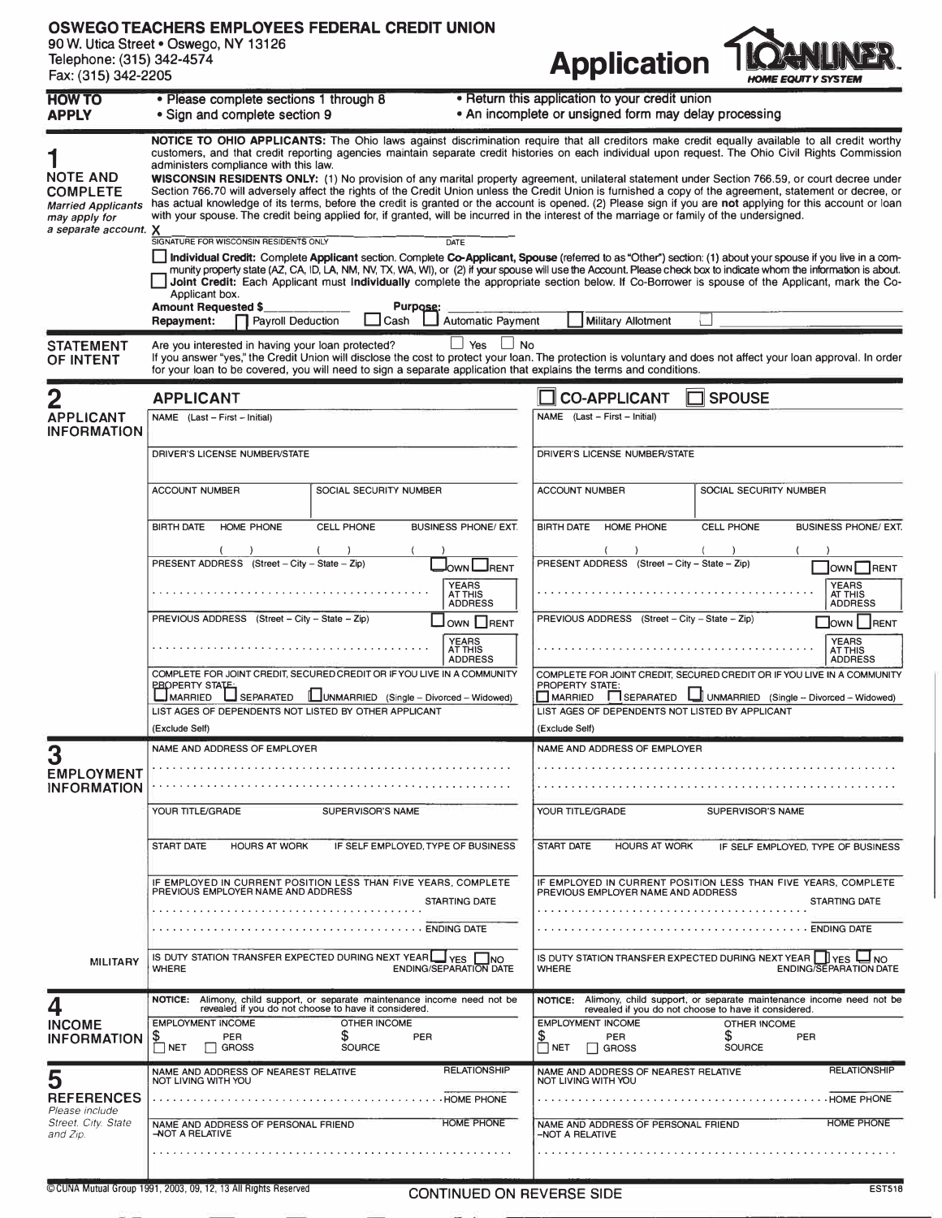# OSWEGO TEACHERS EMPLOYEES FEDERAL CREDIT UNION

90 W. Utica Street • Oswego, NY 13126
Telephone: (315) 342-4574
Fax: (315) 342-2205

# Application LOANLINER HOME EQUITY SYSTEM

**HOW TO APPLY**

- Please complete sections 1 through 8
- Sign and complete section 9
- Return this application to your credit union
- An incomplete or unsigned form may delay processing

## 1 NOTE AND COMPLETE

*Married Applicants may apply for a separate account.*

**NOTICE TO OHIO APPLICANTS:** The Ohio laws against discrimination require that all creditors make credit equally available to all credit worthy customers, and that credit reporting agencies maintain separate credit histories on each individual upon request. The Ohio Civil Rights Commission administers compliance with this law.

**WISCONSIN RESIDENTS ONLY:** (1) No provision of any marital property agreement, unilateral statement under Section 766.59, or court decree under Section 766.70 will adversely affect the rights of the Credit Union unless the Credit Union is furnished a copy of the agreement, statement or decree, or has actual knowledge of its terms, before the credit is granted or the account is opened. (2) Please sign if you are **not** applying for this account or loan with your spouse. The credit being applied for, if granted, will be incurred in the interest of the marriage or family of the undersigned.

X ______________________ SIGNATURE FOR WISCONSIN RESIDENTS ONLY ______ DATE

☐ **Individual Credit:** Complete **Applicant** section. Complete **Co-Applicant, Spouse** (referred to as "Other") section: (1) about your spouse if you live in a community property state (AZ, CA, ID, LA, NM, NV, TX, WA, WI), or (2) if your spouse will use the Account. Please check box to indicate whom the information is about.

☐ **Joint Credit:** Each Applicant must **individually** complete the appropriate section below. If Co-Borrower is spouse of the Applicant, mark the Co-Applicant box.

**Amount Requested $**______ **Purpose:**______

**Repayment:** ☐ Payroll Deduction ☐ Cash ☐ Automatic Payment ☐ Military Allotment ☐ ______

## STATEMENT OF INTENT

Are you interested in having your loan protected? ☐ Yes ☐ No

If you answer "yes," the Credit Union will disclose the cost to protect your loan. The protection is voluntary and does not affect your loan approval. In order for your loan to be covered, you will need to sign a separate application that explains the terms and conditions.

## 2 APPLICANT INFORMATION

| APPLICANT | ☐ CO-APPLICANT ☐ SPOUSE |
|---|---|
| NAME (Last – First – Initial) | NAME (Last – First – Initial) |
| DRIVER'S LICENSE NUMBER/STATE | DRIVER'S LICENSE NUMBER/STATE |
| ACCOUNT NUMBER / SOCIAL SECURITY NUMBER | ACCOUNT NUMBER / SOCIAL SECURITY NUMBER |
| BIRTH DATE / HOME PHONE ( ) / CELL PHONE ( ) / BUSINESS PHONE/ EXT. ( ) | BIRTH DATE / HOME PHONE ( ) / CELL PHONE ( ) / BUSINESS PHONE/ EXT. ( ) |
| PRESENT ADDRESS (Street – City – State – Zip) ☐ OWN ☐ RENT / YEARS AT THIS ADDRESS | PRESENT ADDRESS (Street – City – State – Zip) ☐ OWN ☐ RENT / YEARS AT THIS ADDRESS |
| PREVIOUS ADDRESS (Street – City – State – Zip) ☐ OWN ☐ RENT / YEARS AT THIS ADDRESS | PREVIOUS ADDRESS (Street – City – State – Zip) ☐ OWN ☐ RENT / YEARS AT THIS ADDRESS |
| COMPLETE FOR JOINT CREDIT, SECURED CREDIT OR IF YOU LIVE IN A COMMUNITY PROPERTY STATE: ☐ MARRIED ☐ SEPARATED ☐ UNMARRIED (Single – Divorced – Widowed) | COMPLETE FOR JOINT CREDIT, SECURED CREDIT OR IF YOU LIVE IN A COMMUNITY PROPERTY STATE: ☐ MARRIED ☐ SEPARATED ☐ UNMARRIED (Single – Divorced – Widowed) |
| LIST AGES OF DEPENDENTS NOT LISTED BY OTHER APPLICANT (Exclude Self) | LIST AGES OF DEPENDENTS NOT LISTED BY APPLICANT (Exclude Self) |

## 3 EMPLOYMENT INFORMATION

| APPLICANT | CO-APPLICANT / SPOUSE |
|---|---|
| NAME AND ADDRESS OF EMPLOYER | NAME AND ADDRESS OF EMPLOYER |
| YOUR TITLE/GRADE / SUPERVISOR'S NAME | YOUR TITLE/GRADE / SUPERVISOR'S NAME |
| START DATE / HOURS AT WORK / IF SELF EMPLOYED, TYPE OF BUSINESS | START DATE / HOURS AT WORK / IF SELF EMPLOYED, TYPE OF BUSINESS |
| IF EMPLOYED IN CURRENT POSITION LESS THAN FIVE YEARS, COMPLETE PREVIOUS EMPLOYER NAME AND ADDRESS / STARTING DATE / ENDING DATE | IF EMPLOYED IN CURRENT POSITION LESS THAN FIVE YEARS, COMPLETE PREVIOUS EMPLOYER NAME AND ADDRESS / STARTING DATE / ENDING DATE |
| **MILITARY:** IS DUTY STATION TRANSFER EXPECTED DURING NEXT YEAR ☐ YES ☐ NO / WHERE / ENDING/SEPARATION DATE | IS DUTY STATION TRANSFER EXPECTED DURING NEXT YEAR ☐ YES ☐ NO / WHERE / ENDING/SEPARATION DATE |

## 4 INCOME INFORMATION

| APPLICANT | CO-APPLICANT / SPOUSE |
|---|---|
| **NOTICE:** Alimony, child support, or separate maintenance income need not be revealed if you do not choose to have it considered. | **NOTICE:** Alimony, child support, or separate maintenance income need not be revealed if you do not choose to have it considered. |
| EMPLOYMENT INCOME $ PER ☐ NET ☐ GROSS / OTHER INCOME $ PER SOURCE | EMPLOYMENT INCOME $ PER ☐ NET ☐ GROSS / OTHER INCOME $ PER SOURCE |

## 5 REFERENCES

*Please include Street, City, State and Zip.*

| APPLICANT | CO-APPLICANT / SPOUSE |
|---|---|
| NAME AND ADDRESS OF NEAREST RELATIVE NOT LIVING WITH YOU / RELATIONSHIP / HOME PHONE | NAME AND ADDRESS OF NEAREST RELATIVE NOT LIVING WITH YOU / RELATIONSHIP / HOME PHONE |
| NAME AND ADDRESS OF PERSONAL FRIEND –NOT A RELATIVE / HOME PHONE | NAME AND ADDRESS OF PERSONAL FRIEND –NOT A RELATIVE / HOME PHONE |

©CUNA Mutual Group 1991, 2003, 09, 12, 13 All Rights Reserved

CONTINUED ON REVERSE SIDE

EST518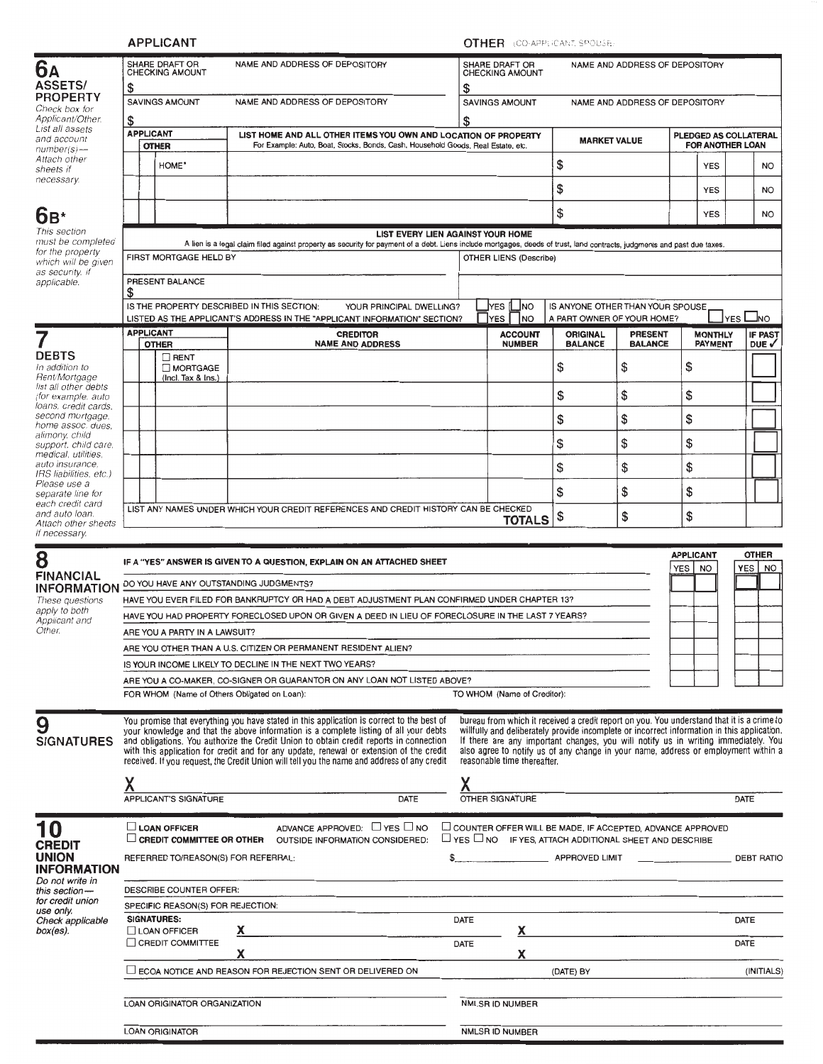**APPLICANT** | **OTHER** (CO-APPLICANT, SPOUSE)

## 6A ASSETS/ PROPERTY

*Check box for Applicant/Other. List all assets and account number(s)— Attach other sheets if necessary.*

| SHARE DRAFT OR CHECKING AMOUNT | NAME AND ADDRESS OF DEPOSITORY | SHARE DRAFT OR CHECKING AMOUNT | NAME AND ADDRESS OF DEPOSITORY |
|---|---|---|---|
| $ | | $ | |
| SAVINGS AMOUNT | NAME AND ADDRESS OF DEPOSITORY | SAVINGS AMOUNT | NAME AND ADDRESS OF DEPOSITORY |
| $ | | $ | |

| APPLICANT | OTHER | LIST HOME AND ALL OTHER ITEMS YOU OWN AND LOCATION OF PROPERTY For Example: Auto, Boat, Stocks, Bonds, Cash, Household Goods, Real Estate, etc. | MARKET VALUE | PLEDGED AS COLLATERAL FOR ANOTHER LOAN | |
|---|---|---|---|---|---|
| | HOME* | | $ | YES | NO |
| | | | $ | YES | NO |
| | | | $ | YES | NO |

## 6B*

*This section must be completed for the property which will be given as security, if applicable.*

**LIST EVERY LIEN AGAINST YOUR HOME**

A lien is a legal claim filed against property as security for payment of a debt. Liens include mortgages, deeds of trust, land contracts, judgments and past due taxes.

| FIRST MORTGAGE HELD BY | OTHER LIENS (Describe) |
|---|---|
| PRESENT BALANCE $ | |

IS THE PROPERTY DESCRIBED IN THIS SECTION: YOUR PRINCIPAL DWELLING? ☐ YES ☐ NO
LISTED AS THE APPLICANT'S ADDRESS IN THE "APPLICANT INFORMATION" SECTION? ☐ YES ☐ NO
IS ANYONE OTHER THAN YOUR SPOUSE A PART OWNER OF YOUR HOME? ☐ YES ☐ NO

## 7 DEBTS

*In addition to Rent/Mortgage list all other debts (for example, auto loans, credit cards, second mortgage, home assoc. dues, alimony, child support, child care, medical, utilities, auto insurance, IRS liabilities, etc.) Please use a separate line for each credit card and auto loan. Attach other sheets if necessary.*

| APPLICANT | OTHER | CREDITOR NAME AND ADDRESS | ACCOUNT NUMBER | ORIGINAL BALANCE | PRESENT BALANCE | MONTHLY PAYMENT | IF PAST DUE ✓ |
|---|---|---|---|---|---|---|---|
| | ☐ RENT ☐ MORTGAGE (Incl. Tax & Ins.) | | | $ | $ | $ | ☐ |
| | | | | $ | $ | $ | ☐ |
| | | | | $ | $ | $ | ☐ |
| | | | | $ | $ | $ | ☐ |
| | | | | $ | $ | $ | ☐ |
| | | | | $ | $ | $ | ☐ |
| LIST ANY NAMES UNDER WHICH YOUR CREDIT REFERENCES AND CREDIT HISTORY CAN BE CHECKED | | | **TOTALS** | $ | $ | $ | |

## 8 FINANCIAL INFORMATION

*These questions apply to both Applicant and Other.*

| IF A "YES" ANSWER IS GIVEN TO A QUESTION, EXPLAIN ON AN ATTACHED SHEET | APPLICANT YES | APPLICANT NO | OTHER YES | OTHER NO |
|---|---|---|---|---|
| DO YOU HAVE ANY OUTSTANDING JUDGMENTS? | | | | |
| HAVE YOU EVER FILED FOR BANKRUPTCY OR HAD A DEBT ADJUSTMENT PLAN CONFIRMED UNDER CHAPTER 13? | | | | |
| HAVE YOU HAD PROPERTY FORECLOSED UPON OR GIVEN A DEED IN LIEU OF FORECLOSURE IN THE LAST 7 YEARS? | | | | |
| ARE YOU A PARTY IN A LAWSUIT? | | | | |
| ARE YOU OTHER THAN A U.S. CITIZEN OR PERMANENT RESIDENT ALIEN? | | | | |
| IS YOUR INCOME LIKELY TO DECLINE IN THE NEXT TWO YEARS? | | | | |
| ARE YOU A CO-MAKER, CO-SIGNER OR GUARANTOR ON ANY LOAN NOT LISTED ABOVE? | | | | |

FOR WHOM (Name of Others Obligated on Loan): TO WHOM (Name of Creditor):

## 9 SIGNATURES

You promise that everything you have stated in this application is correct to the best of your knowledge and that the above information is a complete listing of all your debts and obligations. You authorize the Credit Union to obtain credit reports in connection with this application for credit and for any update, renewal or extension of the credit received. If you request, the Credit Union will tell you the name and address of any credit bureau from which it received a credit report on you. You understand that it is a crime to willfully and deliberately provide incomplete or incorrect information in this application. If there are any important changes, you will notify us in writing immediately. You also agree to notify us of any change in your name, address or employment within a reasonable time thereafter.

X ______________________ APPLICANT'S SIGNATURE DATE

X ______________________ OTHER SIGNATURE DATE

## 10 CREDIT UNION INFORMATION

*Do not write in this section— for credit union use only. Check applicable box(es).*

☐ LOAN OFFICER ☐ CREDIT COMMITTEE OR OTHER ADVANCE APPROVED: ☐ YES ☐ NO OUTSIDE INFORMATION CONSIDERED: ☐ YES ☐ NO ☐ COUNTER OFFER WILL BE MADE, IF ACCEPTED, ADVANCE APPROVED IF YES, ATTACH ADDITIONAL SHEET AND DESCRIBE

REFERRED TO/REASON(S) FOR REFERRAL: $__________ APPROVED LIMIT __________ DEBT RATIO

DESCRIBE COUNTER OFFER:

SPECIFIC REASON(S) FOR REJECTION:

SIGNATURES:
☐ LOAN OFFICER X ______________ DATE X ______________ DATE
☐ CREDIT COMMITTEE X ______________ DATE X ______________ DATE

☐ ECOA NOTICE AND REASON FOR REJECTION SENT OR DELIVERED ON (DATE) BY (INITIALS)

LOAN ORIGINATOR ORGANIZATION NMLSR ID NUMBER

LOAN ORIGINATOR NMLSR ID NUMBER